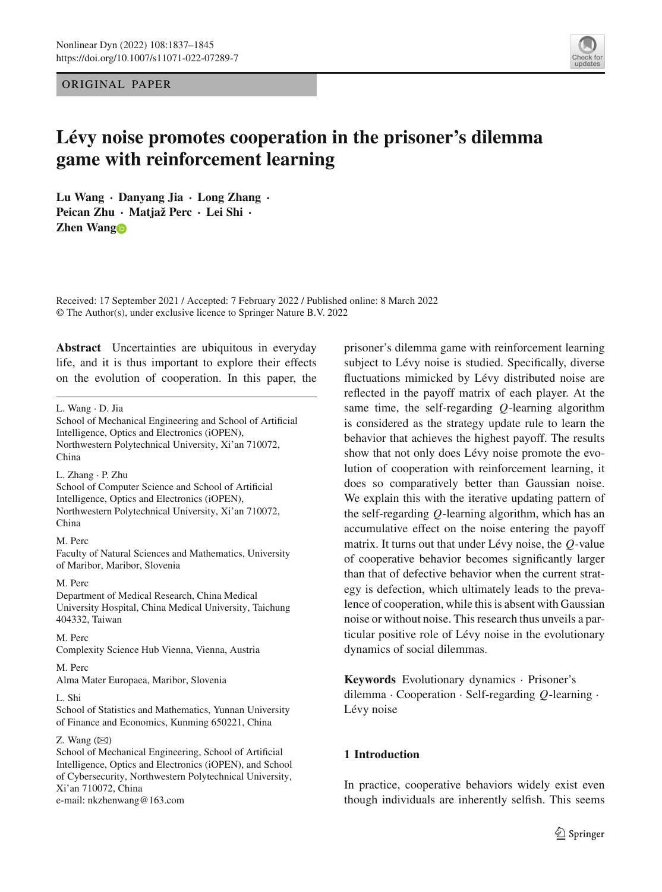ORIGINAL PAPER

# Lévy noise promotes cooperation in the prisoner's dilemma game with reinforcement learning

**Lu Wang · Danyang Jia · Long Zhang · Peican Zhu · Matjaž Perc · Lei Shi · Zhen Wang**

Received: 17 September 2021 / Accepted: 7 February 2022 / Published online: 8 March 2022
© The Author(s), under exclusive licence to Springer Nature B.V. 2022

**Abstract** Uncertainties are ubiquitous in everyday life, and it is thus important to explore their effects on the evolution of cooperation. In this paper, the prisoner's dilemma game with reinforcement learning subject to Lévy noise is studied. Specifically, diverse fluctuations mimicked by Lévy distributed noise are reflected in the payoff matrix of each player. At the same time, the self-regarding $Q$-learning algorithm is considered as the strategy update rule to learn the behavior that achieves the highest payoff. The results show that not only does Lévy noise promote the evolution of cooperation with reinforcement learning, it does so comparatively better than Gaussian noise. We explain this with the iterative updating pattern of the self-regarding $Q$-learning algorithm, which has an accumulative effect on the noise entering the payoff matrix. It turns out that under Lévy noise, the $Q$-value of cooperative behavior becomes significantly larger than that of defective behavior when the current strategy is defection, which ultimately leads to the prevalence of cooperation, while this is absent with Gaussian noise or without noise. This research thus unveils a particular positive role of Lévy noise in the evolutionary dynamics of social dilemmas.

**Keywords** Evolutionary dynamics · Prisoner's dilemma · Cooperation · Self-regarding $Q$-learning · Lévy noise

L. Wang · D. Jia
School of Mechanical Engineering and School of Artificial Intelligence, Optics and Electronics (iOPEN), Northwestern Polytechnical University, Xi'an 710072, China

L. Zhang · P. Zhu
School of Computer Science and School of Artificial Intelligence, Optics and Electronics (iOPEN), Northwestern Polytechnical University, Xi'an 710072, China

M. Perc
Faculty of Natural Sciences and Mathematics, University of Maribor, Maribor, Slovenia

M. Perc
Department of Medical Research, China Medical University Hospital, China Medical University, Taichung 404332, Taiwan

M. Perc
Complexity Science Hub Vienna, Vienna, Austria

M. Perc
Alma Mater Europaea, Maribor, Slovenia

L. Shi
School of Statistics and Mathematics, Yunnan University of Finance and Economics, Kunming 650221, China

Z. Wang (✉)
School of Mechanical Engineering, School of Artificial Intelligence, Optics and Electronics (iOPEN), and School of Cybersecurity, Northwestern Polytechnical University, Xi'an 710072, China
e-mail: nkzhenwang@163.com

## 1 Introduction

In practice, cooperative behaviors widely exist even though individuals are inherently selfish. This seems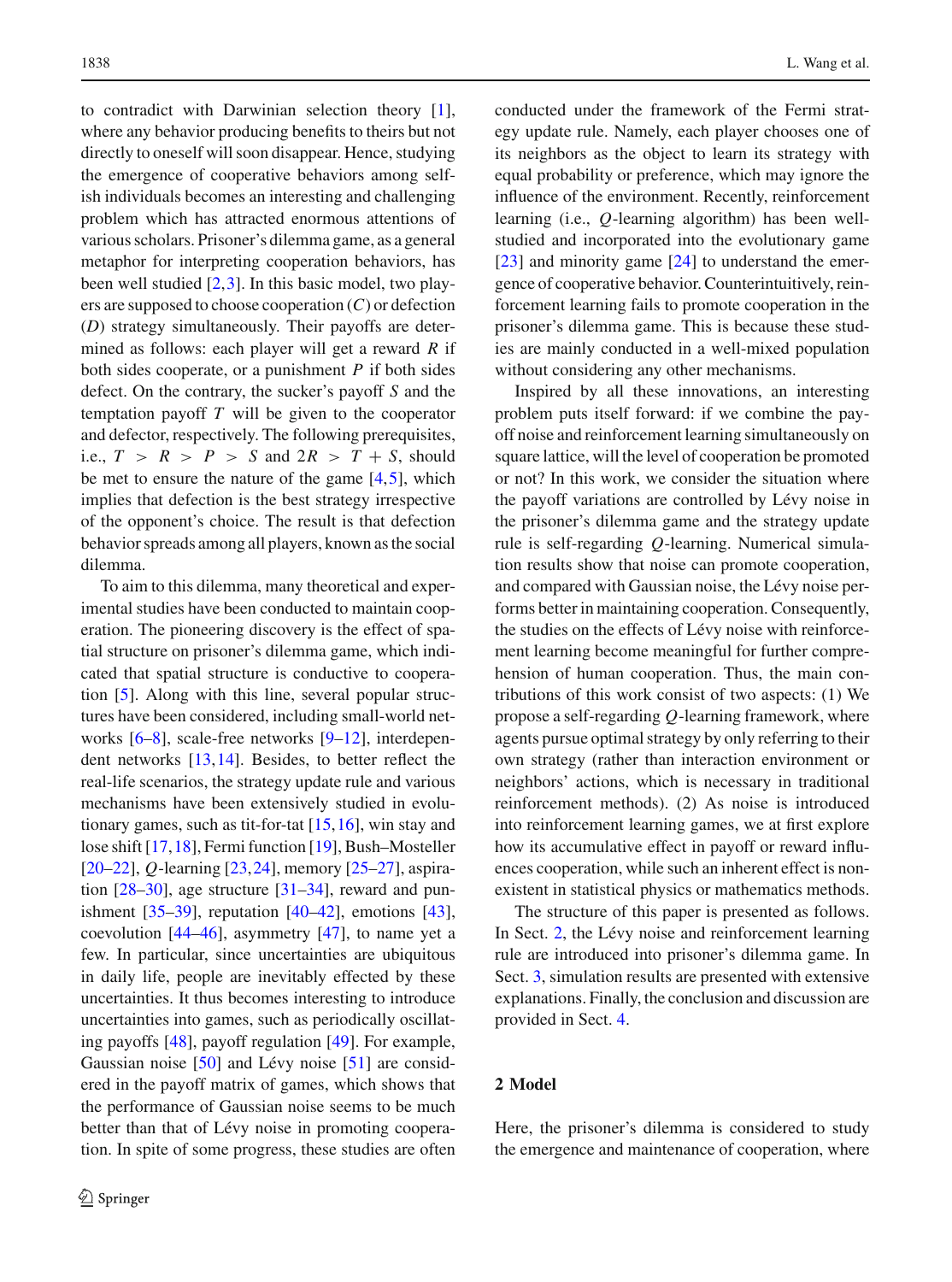to contradict with Darwinian selection theory [1], where any behavior producing benefits to theirs but not directly to oneself will soon disappear. Hence, studying the emergence of cooperative behaviors among selfish individuals becomes an interesting and challenging problem which has attracted enormous attentions of various scholars. Prisoner's dilemma game, as a general metaphor for interpreting cooperation behaviors, has been well studied [2,3]. In this basic model, two players are supposed to choose cooperation ($C$) or defection ($D$) strategy simultaneously. Their payoffs are determined as follows: each player will get a reward $R$ if both sides cooperate, or a punishment $P$ if both sides defect. On the contrary, the sucker's payoff $S$ and the temptation payoff $T$ will be given to the cooperator and defector, respectively. The following prerequisites, i.e., $T > R > P > S$ and $2R > T + S$, should be met to ensure the nature of the game [4,5], which implies that defection is the best strategy irrespective of the opponent's choice. The result is that defection behavior spreads among all players, known as the social dilemma.

To aim to this dilemma, many theoretical and experimental studies have been conducted to maintain cooperation. The pioneering discovery is the effect of spatial structure on prisoner's dilemma game, which indicated that spatial structure is conductive to cooperation [5]. Along with this line, several popular structures have been considered, including small-world networks [6–8], scale-free networks [9–12], interdependent networks [13,14]. Besides, to better reflect the real-life scenarios, the strategy update rule and various mechanisms have been extensively studied in evolutionary games, such as tit-for-tat [15,16], win stay and lose shift [17,18], Fermi function [19], Bush–Mosteller [20–22], $Q$-learning [23,24], memory [25–27], aspiration [28–30], age structure [31–34], reward and punishment [35–39], reputation [40–42], emotions [43], coevolution [44–46], asymmetry [47], to name yet a few. In particular, since uncertainties are ubiquitous in daily life, people are inevitably effected by these uncertainties. It thus becomes interesting to introduce uncertainties into games, such as periodically oscillating payoffs [48], payoff regulation [49]. For example, Gaussian noise [50] and Lévy noise [51] are considered in the payoff matrix of games, which shows that the performance of Gaussian noise seems to be much better than that of Lévy noise in promoting cooperation. In spite of some progress, these studies are often conducted under the framework of the Fermi strategy update rule. Namely, each player chooses one of its neighbors as the object to learn its strategy with equal probability or preference, which may ignore the influence of the environment. Recently, reinforcement learning (i.e., $Q$-learning algorithm) has been well-studied and incorporated into the evolutionary game [23] and minority game [24] to understand the emergence of cooperative behavior. Counterintuitively, reinforcement learning fails to promote cooperation in the prisoner's dilemma game. This is because these studies are mainly conducted in a well-mixed population without considering any other mechanisms.

Inspired by all these innovations, an interesting problem puts itself forward: if we combine the payoff noise and reinforcement learning simultaneously on square lattice, will the level of cooperation be promoted or not? In this work, we consider the situation where the payoff variations are controlled by Lévy noise in the prisoner's dilemma game and the strategy update rule is self-regarding $Q$-learning. Numerical simulation results show that noise can promote cooperation, and compared with Gaussian noise, the Lévy noise performs better in maintaining cooperation. Consequently, the studies on the effects of Lévy noise with reinforcement learning become meaningful for further comprehension of human cooperation. Thus, the main contributions of this work consist of two aspects: (1) We propose a self-regarding $Q$-learning framework, where agents pursue optimal strategy by only referring to their own strategy (rather than interaction environment or neighbors' actions, which is necessary in traditional reinforcement methods). (2) As noise is introduced into reinforcement learning games, we at first explore how its accumulative effect in payoff or reward influences cooperation, while such an inherent effect is nonexistent in statistical physics or mathematics methods.

The structure of this paper is presented as follows. In Sect. 2, the Lévy noise and reinforcement learning rule are introduced into prisoner's dilemma game. In Sect. 3, simulation results are presented with extensive explanations. Finally, the conclusion and discussion are provided in Sect. 4.

## 2 Model

Here, the prisoner's dilemma is considered to study the emergence and maintenance of cooperation, where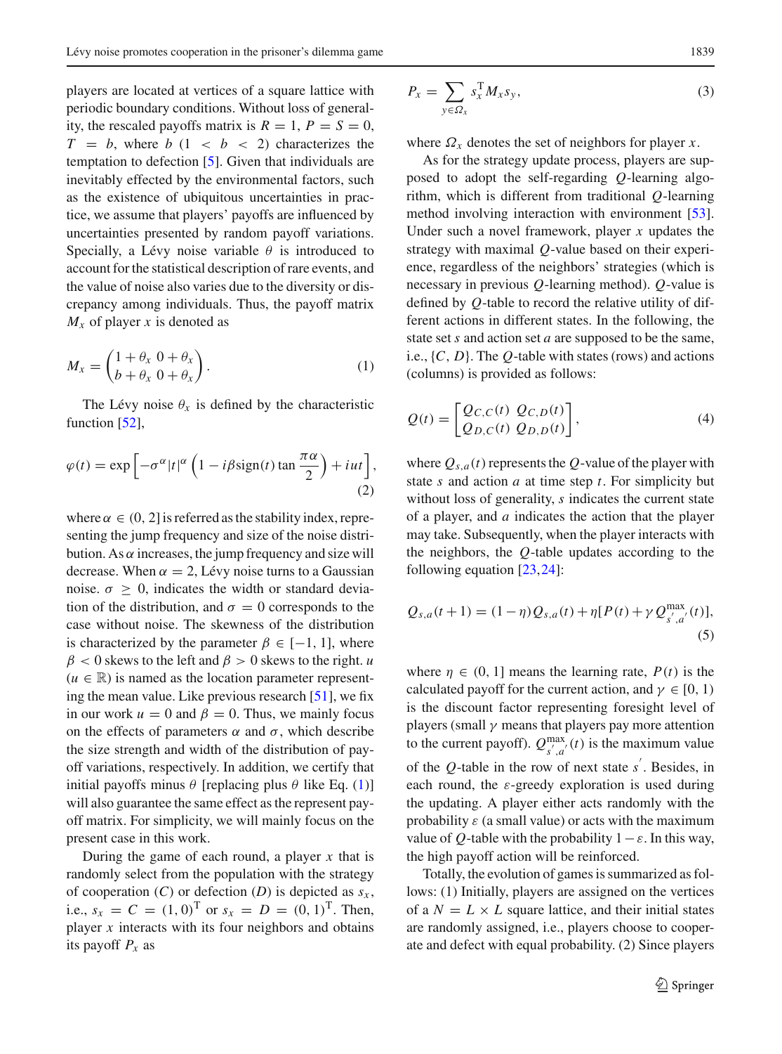players are located at vertices of a square lattice with periodic boundary conditions. Without loss of generality, the rescaled payoffs matrix is $R = 1$, $P = S = 0$, $T = b$, where $b$ $(1 < b < 2)$ characterizes the temptation to defection [5]. Given that individuals are inevitably effected by the environmental factors, such as the existence of ubiquitous uncertainties in practice, we assume that players' payoffs are influenced by uncertainties presented by random payoff variations. Specially, a Lévy noise variable $\theta$ is introduced to account for the statistical description of rare events, and the value of noise also varies due to the diversity or discrepancy among individuals. Thus, the payoff matrix $M_x$ of player $x$ is denoted as

$$M_x = \begin{pmatrix} 1+\theta_x & 0+\theta_x \\ b+\theta_x & 0+\theta_x \end{pmatrix}. \tag{1}$$

The Lévy noise $\theta_x$ is defined by the characteristic function [52],

$$\varphi(t) = \exp\left[-\sigma^{\alpha}|t|^{\alpha}\left(1 - i\beta \operatorname{sign}(t)\tan\frac{\pi\alpha}{2}\right) + iut\right], \tag{2}$$

where $\alpha \in (0, 2]$ is referred as the stability index, representing the jump frequency and size of the noise distribution. As $\alpha$ increases, the jump frequency and size will decrease. When $\alpha = 2$, Lévy noise turns to a Gaussian noise. $\sigma \geq 0$, indicates the width or standard deviation of the distribution, and $\sigma = 0$ corresponds to the case without noise. The skewness of the distribution is characterized by the parameter $\beta \in [-1, 1]$, where $\beta < 0$ skews to the left and $\beta > 0$ skews to the right. $u$ ($u \in \mathbb{R}$) is named as the location parameter representing the mean value. Like previous research [51], we fix in our work $u = 0$ and $\beta = 0$. Thus, we mainly focus on the effects of parameters $\alpha$ and $\sigma$, which describe the size strength and width of the distribution of payoff variations, respectively. In addition, we certify that initial payoffs minus $\theta$ [replacing plus $\theta$ like Eq. (1)] will also guarantee the same effect as the represent payoff matrix. For simplicity, we will mainly focus on the present case in this work.

During the game of each round, a player $x$ that is randomly select from the population with the strategy of cooperation ($C$) or defection ($D$) is depicted as $s_x$, i.e., $s_x = C = (1, 0)^{\mathrm{T}}$ or $s_x = D = (0, 1)^{\mathrm{T}}$. Then, player $x$ interacts with its four neighbors and obtains its payoff $P_x$ as

$$P_x = \sum_{y \in \Omega_x} s_x^{\mathrm{T}} M_x s_y, \tag{3}$$

where $\Omega_x$ denotes the set of neighbors for player $x$.

As for the strategy update process, players are supposed to adopt the self-regarding $Q$-learning algorithm, which is different from traditional $Q$-learning method involving interaction with environment [53]. Under such a novel framework, player $x$ updates the strategy with maximal $Q$-value based on their experience, regardless of the neighbors' strategies (which is necessary in previous $Q$-learning method). $Q$-value is defined by $Q$-table to record the relative utility of different actions in different states. In the following, the state set $s$ and action set $a$ are supposed to be the same, i.e., $\{C, D\}$. The $Q$-table with states (rows) and actions (columns) is provided as follows:

$$Q(t) = \begin{bmatrix} Q_{C,C}(t) & Q_{C,D}(t) \\ Q_{D,C}(t) & Q_{D,D}(t) \end{bmatrix}, \tag{4}$$

where $Q_{s,a}(t)$ represents the $Q$-value of the player with state $s$ and action $a$ at time step $t$. For simplicity but without loss of generality, $s$ indicates the current state of a player, and $a$ indicates the action that the player may take. Subsequently, when the player interacts with the neighbors, the $Q$-table updates according to the following equation [23,24]:

$$Q_{s,a}(t+1) = (1-\eta)Q_{s,a}(t) + \eta[P(t) + \gamma Q^{\max}_{s',a'}(t)], \tag{5}$$

where $\eta \in (0, 1]$ means the learning rate, $P(t)$ is the calculated payoff for the current action, and $\gamma \in [0, 1)$ is the discount factor representing foresight level of players (small $\gamma$ means that players pay more attention to the current payoff). $Q^{\max}_{s',a'}(t)$ is the maximum value of the $Q$-table in the row of next state $s'$. Besides, in each round, the $\varepsilon$-greedy exploration is used during the updating. A player either acts randomly with the probability $\varepsilon$ (a small value) or acts with the maximum value of $Q$-table with the probability $1-\varepsilon$. In this way, the high payoff action will be reinforced.

Totally, the evolution of games is summarized as follows: (1) Initially, players are assigned on the vertices of a $N = L \times L$ square lattice, and their initial states are randomly assigned, i.e., players choose to cooperate and defect with equal probability. (2) Since players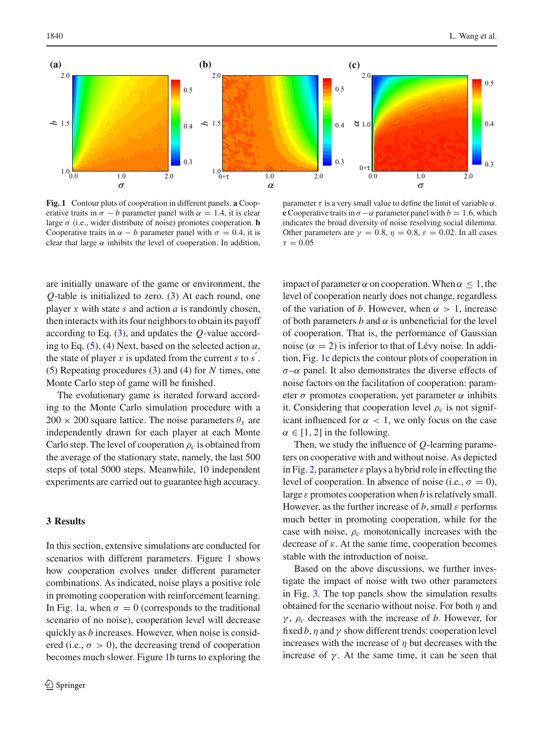**Fig. 1** Contour plots of cooperation in different panels. **a** Cooperative traits in $\sigma - b$ parameter panel with $\alpha = 1.4$, it is clear large $\sigma$ (i.e., wider distribute of noise) promotes cooperation. **b** Cooperative traits in $\alpha - b$ parameter panel with $\sigma = 0.4$, it is clear that large $\alpha$ inhibits the level of cooperation. In addition, parameter $\tau$ is a very small value to define the limit of variable $\alpha$. **c** Cooperative traits in $\sigma - \alpha$ parameter panel with $b = 1.6$, which indicates the broad diversity of noise resolving social dilemma. Other parameters are $\gamma = 0.8$, $\eta = 0.8$, $\varepsilon = 0.02$. In all cases $\tau = 0.05$

are initially unaware of the game or environment, the $Q$-table is initialized to zero. (3) At each round, one player $x$ with state $s$ and action $a$ is randomly chosen, then interacts with its four neighbors to obtain its payoff according to Eq. (3), and updates the $Q$-value according to Eq. (5). (4) Next, based on the selected action $a$, the state of player $x$ is updated from the current $s$ to $s^{'}$. (5) Repeating procedures (3) and (4) for $N$ times, one Monte Carlo step of game will be finished.

The evolutionary game is iterated forward according to the Monte Carlo simulation procedure with a $200 \times 200$ square lattice. The noise parameters $\theta_x$ are independently drawn for each player at each Monte Carlo step. The level of cooperation $\rho_c$ is obtained from the average of the stationary state, namely, the last 500 steps of total 5000 steps. Meanwhile, 10 independent experiments are carried out to guarantee high accuracy.

## 3 Results

In this section, extensive simulations are conducted for scenarios with different parameters. Figure 1 shows how cooperation evolves under different parameter combinations. As indicated, noise plays a positive role in promoting cooperation with reinforcement learning. In Fig. 1a, when $\sigma = 0$ (corresponds to the traditional scenario of no noise), cooperation level will decrease quickly as $b$ increases. However, when noise is considered (i.e., $\sigma > 0$), the decreasing trend of cooperation becomes much slower. Figure 1b turns to exploring the impact of parameter $\alpha$ on cooperation. When $\alpha \leq 1$, the level of cooperation nearly does not change, regardless of the variation of $b$. However, when $\alpha > 1$, increase of both parameters $b$ and $\alpha$ is unbeneficial for the level of cooperation. That is, the performance of Gaussian noise ($\alpha = 2$) is inferior to that of Lévy noise. In addition, Fig. 1c depicts the contour plots of cooperation in $\sigma$–$\alpha$ panel. It also demonstrates the diverse effects of noise factors on the facilitation of cooperation: parameter $\sigma$ promotes cooperation, yet parameter $\alpha$ inhibits it. Considering that cooperation level $\rho_c$ is not significant influenced for $\alpha < 1$, we only focus on the case $\alpha \in [1, 2]$ in the following.

Then, we study the influence of $Q$-learning parameters on cooperative with and without noise. As depicted in Fig. 2, parameter $\varepsilon$ plays a hybrid role in effecting the level of cooperation. In absence of noise (i.e., $\sigma = 0$), large $\varepsilon$ promotes cooperation when $b$ is relatively small. However, as the further increase of $b$, small $\varepsilon$ performs much better in promoting cooperation, while for the case with noise, $\rho_c$ monotonically increases with the decrease of $\varepsilon$. At the same time, cooperation becomes stable with the introduction of noise.

Based on the above discussions, we further investigate the impact of noise with two other parameters in Fig. 3. The top panels show the simulation results obtained for the scenario without noise. For both $\eta$ and $\gamma$, $\rho_c$ decreases with the increase of $b$. However, for fixed $b$, $\eta$ and $\gamma$ show different trends: cooperation level increases with the increase of $\eta$ but decreases with the increase of $\gamma$. At the same time, it can be seen that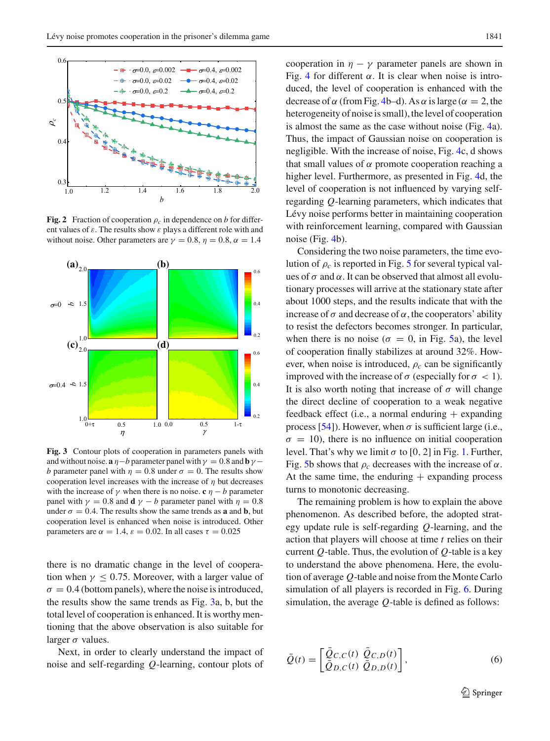**Fig. 2** Fraction of cooperation $\rho_c$ in dependence on $b$ for different values of $\varepsilon$. The results show $\varepsilon$ plays a different role with and without noise. Other parameters are $\gamma = 0.8$, $\eta = 0.8$, $\alpha = 1.4$

**Fig. 3** Contour plots of cooperation in parameters panels with and without noise. **a** $\eta - b$ parameter panel with $\gamma = 0.8$ and **b** $\gamma - b$ parameter panel with $\eta = 0.8$ under $\sigma = 0$. The results show cooperation level increases with the increase of $\eta$ but decreases with the increase of $\gamma$ when there is no noise. **c** $\eta - b$ parameter panel with $\gamma = 0.8$ and **d** $\gamma - b$ parameter panel with $\eta = 0.8$ under $\sigma = 0.4$. The results show the same trends as **a** and **b**, but cooperation level is enhanced when noise is introduced. Other parameters are $\alpha = 1.4$, $\varepsilon = 0.02$. In all cases $\tau = 0.025$

there is no dramatic change in the level of cooperation when $\gamma \le 0.75$. Moreover, with a larger value of $\sigma = 0.4$ (bottom panels), where the noise is introduced, the results show the same trends as Fig. 3a, b, but the total level of cooperation is enhanced. It is worthy mentioning that the above observation is also suitable for larger $\sigma$ values.

Next, in order to clearly understand the impact of noise and self-regarding $Q$-learning, contour plots of cooperation in $\eta - \gamma$ parameter panels are shown in Fig. 4 for different $\alpha$. It is clear when noise is introduced, the level of cooperation is enhanced with the decrease of $\alpha$ (from Fig. 4b–d). As $\alpha$ is large ($\alpha = 2$, the heterogeneity of noise is small), the level of cooperation is almost the same as the case without noise (Fig. 4a). Thus, the impact of Gaussian noise on cooperation is negligible. With the increase of noise, Fig. 4c, d shows that small values of $\alpha$ promote cooperation reaching a higher level. Furthermore, as presented in Fig. 4d, the level of cooperation is not influenced by varying self-regarding $Q$-learning parameters, which indicates that Lévy noise performs better in maintaining cooperation with reinforcement learning, compared with Gaussian noise (Fig. 4b).

Considering the two noise parameters, the time evolution of $\rho_c$ is reported in Fig. 5 for several typical values of $\sigma$ and $\alpha$. It can be observed that almost all evolutionary processes will arrive at the stationary state after about 1000 steps, and the results indicate that with the increase of $\sigma$ and decrease of $\alpha$, the cooperators' ability to resist the defectors becomes stronger. In particular, when there is no noise ($\sigma = 0$, in Fig. 5a), the level of cooperation finally stabilizes at around 32%. However, when noise is introduced, $\rho_c$ can be significantly improved with the increase of $\sigma$ (especially for $\sigma < 1$). It is also worth noting that increase of $\sigma$ will change the direct decline of cooperation to a weak negative feedback effect (i.e., a normal enduring + expanding process [54]). However, when $\sigma$ is sufficient large (i.e., $\sigma = 10$), there is no influence on initial cooperation level. That's why we limit $\sigma$ to [0, 2] in Fig. 1. Further, Fig. 5b shows that $\rho_c$ decreases with the increase of $\alpha$. At the same time, the enduring + expanding process turns to monotonic decreasing.

The remaining problem is how to explain the above phenomenon. As described before, the adopted strategy update rule is self-regarding $Q$-learning, and the action that players will choose at time $t$ relies on their current $Q$-table. Thus, the evolution of $Q$-table is a key to understand the above phenomena. Here, the evolution of average $Q$-table and noise from the Monte Carlo simulation of all players is recorded in Fig. 6. During simulation, the average $Q$-table is defined as follows:

$$\bar{Q}(t) = \begin{bmatrix} \bar{Q}_{C,C}(t) & \bar{Q}_{C,D}(t) \\ \bar{Q}_{D,C}(t) & \bar{Q}_{D,D}(t) \end{bmatrix}, \tag{6}$$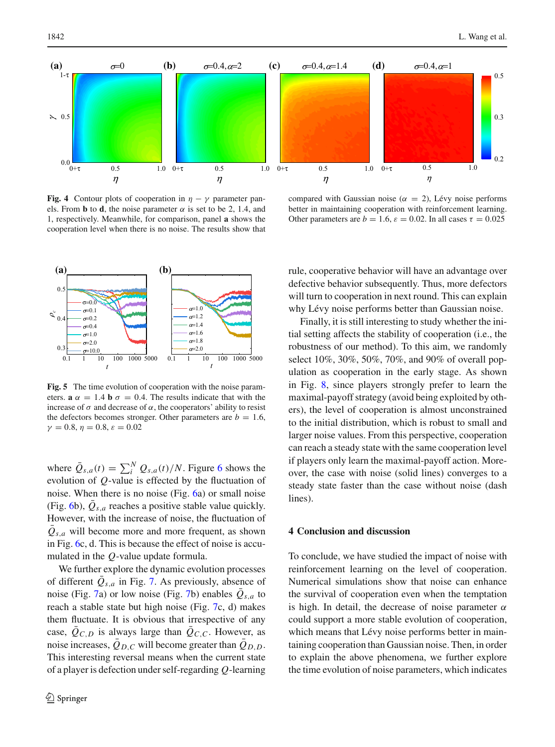**Fig. 4** Contour plots of cooperation in $\eta - \gamma$ parameter panels. From **b** to **d**, the noise parameter $\alpha$ is set to be 2, 1.4, and 1, respectively. Meanwhile, for comparison, panel **a** shows the cooperation level when there is no noise. The results show that compared with Gaussian noise ($\alpha = 2$), Lévy noise performs better in maintaining cooperation with reinforcement learning. Other parameters are $b = 1.6$, $\varepsilon = 0.02$. In all cases $\tau = 0.025$

**Fig. 5** The time evolution of cooperation with the noise parameters. **a** $\alpha = 1.4$ **b** $\sigma = 0.4$. The results indicate that with the increase of $\sigma$ and decrease of $\alpha$, the cooperators' ability to resist the defectors becomes stronger. Other parameters are $b = 1.6$, $\gamma = 0.8$, $\eta = 0.8$, $\varepsilon = 0.02$

where $\bar{Q}_{s,a}(t) = \sum_i^N Q_{s,a}(t)/N$. Figure 6 shows the evolution of $Q$-value is effected by the fluctuation of noise. When there is no noise (Fig. 6a) or small noise (Fig. 6b), $\bar{Q}_{s,a}$ reaches a positive stable value quickly. However, with the increase of noise, the fluctuation of $\bar{Q}_{s,a}$ will become more and more frequent, as shown in Fig. 6c, d. This is because the effect of noise is accumulated in the $Q$-value update formula.

We further explore the dynamic evolution processes of different $\bar{Q}_{s,a}$ in Fig. 7. As previously, absence of noise (Fig. 7a) or low noise (Fig. 7b) enables $\bar{Q}_{s,a}$ to reach a stable state but high noise (Fig. 7c, d) makes them fluctuate. It is obvious that irrespective of any case, $\bar{Q}_{C,D}$ is always large than $\bar{Q}_{C,C}$. However, as noise increases, $\bar{Q}_{D,C}$ will become greater than $\bar{Q}_{D,D}$. This interesting reversal means when the current state of a player is defection under self-regarding $Q$-learning rule, cooperative behavior will have an advantage over defective behavior subsequently. Thus, more defectors will turn to cooperation in next round. This can explain why Lévy noise performs better than Gaussian noise.

Finally, it is still interesting to study whether the initial setting affects the stability of cooperation (i.e., the robustness of our method). To this aim, we randomly select 10%, 30%, 50%, 70%, and 90% of overall population as cooperation in the early stage. As shown in Fig. 8, since players strongly prefer to learn the maximal-payoff strategy (avoid being exploited by others), the level of cooperation is almost unconstrained to the initial distribution, which is robust to small and larger noise values. From this perspective, cooperation can reach a steady state with the same cooperation level if players only learn the maximal-payoff action. Moreover, the case with noise (solid lines) converges to a steady state faster than the case without noise (dash lines).

## 4 Conclusion and discussion

To conclude, we have studied the impact of noise with reinforcement learning on the level of cooperation. Numerical simulations show that noise can enhance the survival of cooperation even when the temptation is high. In detail, the decrease of noise parameter $\alpha$ could support a more stable evolution of cooperation, which means that Lévy noise performs better in maintaining cooperation than Gaussian noise. Then, in order to explain the above phenomena, we further explore the time evolution of noise parameters, which indicates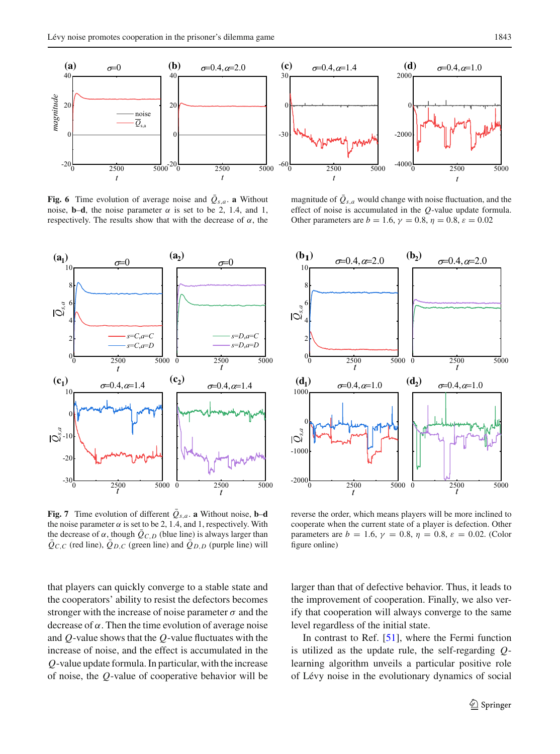**Fig. 6** Time evolution of average noise and $\bar{Q}_{s,a}$. **a** Without noise, **b–d**, the noise parameter $\alpha$ is set to be 2, 1.4, and 1, respectively. The results show that with the decrease of $\alpha$, the magnitude of $\bar{Q}_{s,a}$ would change with noise fluctuation, and the effect of noise is accumulated in the $Q$-value update formula. Other parameters are $b = 1.6$, $\gamma = 0.8$, $\eta = 0.8$, $\varepsilon = 0.02$

**Fig. 7** Time evolution of different $\bar{Q}_{s,a}$. **a** Without noise, **b–d** the noise parameter $\alpha$ is set to be 2, 1.4, and 1, respectively. With the decrease of $\alpha$, though $\bar{Q}_{C,D}$ (blue line) is always larger than $\bar{Q}_{C,C}$ (red line), $\bar{Q}_{D,C}$ (green line) and $\bar{Q}_{D,D}$ (purple line) will reverse the order, which means players will be more inclined to cooperate when the current state of a player is defection. Other parameters are $b = 1.6$, $\gamma = 0.8$, $\eta = 0.8$, $\varepsilon = 0.02$. (Color figure online)

that players can quickly converge to a stable state and the cooperators' ability to resist the defectors becomes stronger with the increase of noise parameter $\sigma$ and the decrease of $\alpha$. Then the time evolution of average noise and $Q$-value shows that the $Q$-value fluctuates with the increase of noise, and the effect is accumulated in the $Q$-value update formula. In particular, with the increase of noise, the $Q$-value of cooperative behavior will be larger than that of defective behavior. Thus, it leads to the improvement of cooperation. Finally, we also verify that cooperation will always converge to the same level regardless of the initial state.

In contrast to Ref. [51], where the Fermi function is utilized as the update rule, the self-regarding $Q$-learning algorithm unveils a particular positive role of Lévy noise in the evolutionary dynamics of social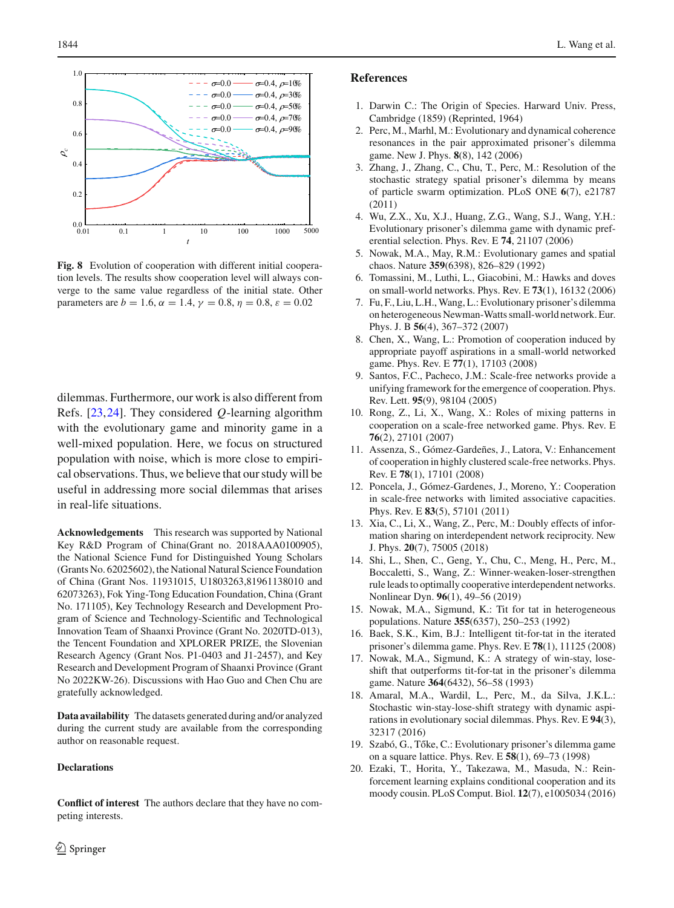Fig. 8 Evolution of cooperation with different initial cooperation levels. The results show cooperation level will always converge to the same value regardless of the initial state. Other parameters are $b = 1.6$, $\alpha = 1.4$, $\gamma = 0.8$, $\eta = 0.8$, $\varepsilon = 0.02$

dilemmas. Furthermore, our work is also different from Refs. [23,24]. They considered $Q$-learning algorithm with the evolutionary game and minority game in a well-mixed population. Here, we focus on structured population with noise, which is more close to empirical observations. Thus, we believe that our study will be useful in addressing more social dilemmas that arises in real-life situations.

**Acknowledgements** This research was supported by National Key R&D Program of China(Grant no. 2018AAA0100905), the National Science Fund for Distinguished Young Scholars (Grants No. 62025602), the National Natural Science Foundation of China (Grant Nos. 11931015, U1803263,81961138010 and 62073263), Fok Ying-Tong Education Foundation, China (Grant No. 171105), Key Technology Research and Development Program of Science and Technology-Scientific and Technological Innovation Team of Shaanxi Province (Grant No. 2020TD-013), the Tencent Foundation and XPLORER PRIZE, the Slovenian Research Agency (Grant Nos. P1-0403 and J1-2457), and Key Research and Development Program of Shaanxi Province (Grant No 2022KW-26). Discussions with Hao Guo and Chen Chu are gratefully acknowledged.

**Data availability** The datasets generated during and/or analyzed during the current study are available from the corresponding author on reasonable request.

**Declarations**

**Conflict of interest** The authors declare that they have no competing interests.

## References

1. Darwin C.: The Origin of Species. Harward Univ. Press, Cambridge (1859) (Reprinted, 1964)
2. Perc, M., Marhl, M.: Evolutionary and dynamical coherence resonances in the pair approximated prisoner's dilemma game. New J. Phys. **8**(8), 142 (2006)
3. Zhang, J., Zhang, C., Chu, T., Perc, M.: Resolution of the stochastic strategy spatial prisoner's dilemma by means of particle swarm optimization. PLoS ONE **6**(7), e21787 (2011)
4. Wu, Z.X., Xu, X.J., Huang, Z.G., Wang, S.J., Wang, Y.H.: Evolutionary prisoner's dilemma game with dynamic preferential selection. Phys. Rev. E **74**, 21107 (2006)
5. Nowak, M.A., May, R.M.: Evolutionary games and spatial chaos. Nature **359**(6398), 826–829 (1992)
6. Tomassini, M., Luthi, L., Giacobini, M.: Hawks and doves on small-world networks. Phys. Rev. E **73**(1), 16132 (2006)
7. Fu, F., Liu, L.H., Wang, L.: Evolutionary prisoner's dilemma on heterogeneous Newman-Watts small-world network. Eur. Phys. J. B **56**(4), 367–372 (2007)
8. Chen, X., Wang, L.: Promotion of cooperation induced by appropriate payoff aspirations in a small-world networked game. Phys. Rev. E **77**(1), 17103 (2008)
9. Santos, F.C., Pacheco, J.M.: Scale-free networks provide a unifying framework for the emergence of cooperation. Phys. Rev. Lett. **95**(9), 98104 (2005)
10. Rong, Z., Li, X., Wang, X.: Roles of mixing patterns in cooperation on a scale-free networked game. Phys. Rev. E **76**(2), 27101 (2007)
11. Assenza, S., Gómez-Gardeñes, J., Latora, V.: Enhancement of cooperation in highly clustered scale-free networks. Phys. Rev. E **78**(1), 17101 (2008)
12. Poncela, J., Gómez-Gardenes, J., Moreno, Y.: Cooperation in scale-free networks with limited associative capacities. Phys. Rev. E **83**(5), 57101 (2011)
13. Xia, C., Li, X., Wang, Z., Perc, M.: Doubly effects of information sharing on interdependent network reciprocity. New J. Phys. **20**(7), 75005 (2018)
14. Shi, L., Shen, C., Geng, Y., Chu, C., Meng, H., Perc, M., Boccaletti, S., Wang, Z.: Winner-weaken-loser-strengthen rule leads to optimally cooperative interdependent networks. Nonlinear Dyn. **96**(1), 49–56 (2019)
15. Nowak, M.A., Sigmund, K.: Tit for tat in heterogeneous populations. Nature **355**(6357), 250–253 (1992)
16. Baek, S.K., Kim, B.J.: Intelligent tit-for-tat in the iterated prisoner's dilemma game. Phys. Rev. E **78**(1), 11125 (2008)
17. Nowak, M.A., Sigmund, K.: A strategy of win-stay, lose-shift that outperforms tit-for-tat in the prisoner's dilemma game. Nature **364**(6432), 56–58 (1993)
18. Amaral, M.A., Wardil, L., Perc, M., da Silva, J.K.L.: Stochastic win-stay-lose-shift strategy with dynamic aspirations in evolutionary social dilemmas. Phys. Rev. E **94**(3), 32317 (2016)
19. Szabó, G., Tőke, C.: Evolutionary prisoner's dilemma game on a square lattice. Phys. Rev. E **58**(1), 69–73 (1998)
20. Ezaki, T., Horita, Y., Takezawa, M., Masuda, N.: Reinforcement learning explains conditional cooperation and its moody cousin. PLoS Comput. Biol. **12**(7), e1005034 (2016)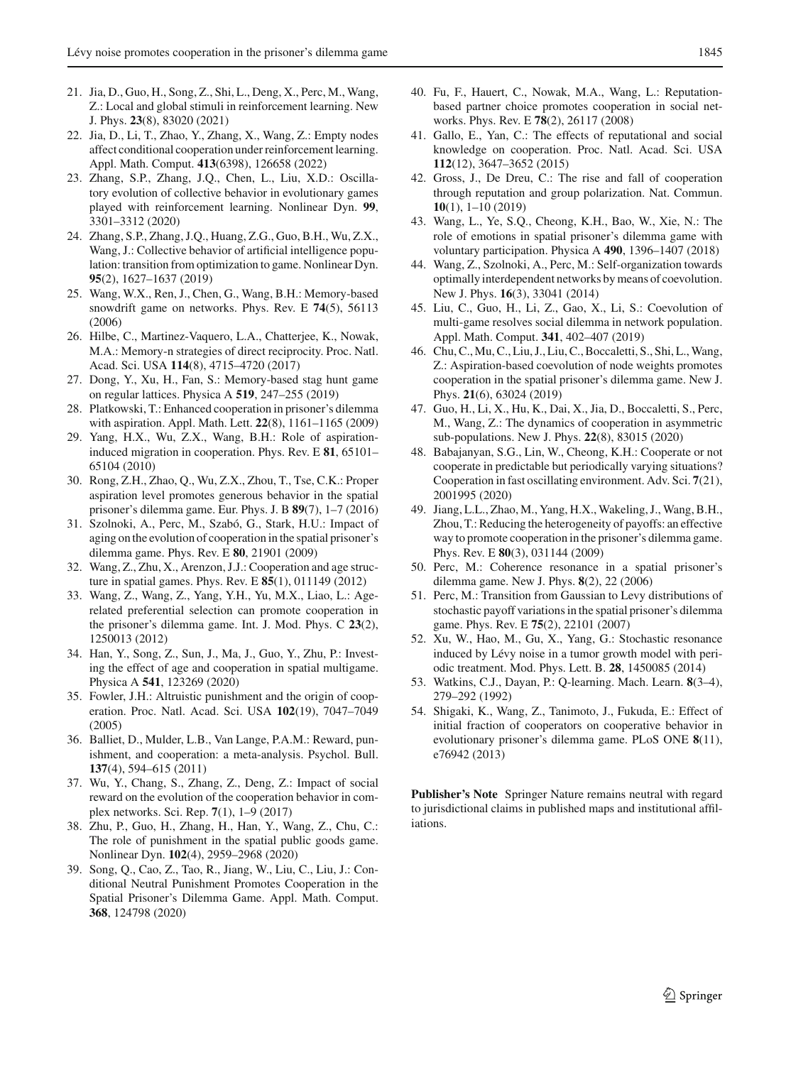21. Jia, D., Guo, H., Song, Z., Shi, L., Deng, X., Perc, M., Wang, Z.: Local and global stimuli in reinforcement learning. New J. Phys. **23**(8), 83020 (2021)
22. Jia, D., Li, T., Zhao, Y., Zhang, X., Wang, Z.: Empty nodes affect conditional cooperation under reinforcement learning. Appl. Math. Comput. **413**(6398), 126658 (2022)
23. Zhang, S.P., Zhang, J.Q., Chen, L., Liu, X.D.: Oscillatory evolution of collective behavior in evolutionary games played with reinforcement learning. Nonlinear Dyn. **99**, 3301–3312 (2020)
24. Zhang, S.P., Zhang, J.Q., Huang, Z.G., Guo, B.H., Wu, Z.X., Wang, J.: Collective behavior of artificial intelligence population: transition from optimization to game. Nonlinear Dyn. **95**(2), 1627–1637 (2019)
25. Wang, W.X., Ren, J., Chen, G., Wang, B.H.: Memory-based snowdrift game on networks. Phys. Rev. E **74**(5), 56113 (2006)
26. Hilbe, C., Martinez-Vaquero, L.A., Chatterjee, K., Nowak, M.A.: Memory-n strategies of direct reciprocity. Proc. Natl. Acad. Sci. USA **114**(8), 4715–4720 (2017)
27. Dong, Y., Xu, H., Fan, S.: Memory-based stag hunt game on regular lattices. Physica A **519**, 247–255 (2019)
28. Platkowski, T.: Enhanced cooperation in prisoner's dilemma with aspiration. Appl. Math. Lett. **22**(8), 1161–1165 (2009)
29. Yang, H.X., Wu, Z.X., Wang, B.H.: Role of aspiration-induced migration in cooperation. Phys. Rev. E **81**, 65101–65104 (2010)
30. Rong, Z.H., Zhao, Q., Wu, Z.X., Zhou, T., Tse, C.K.: Proper aspiration level promotes generous behavior in the spatial prisoner's dilemma game. Eur. Phys. J. B **89**(7), 1–7 (2016)
31. Szolnoki, A., Perc, M., Szabó, G., Stark, H.U.: Impact of aging on the evolution of cooperation in the spatial prisoner's dilemma game. Phys. Rev. E **80**, 21901 (2009)
32. Wang, Z., Zhu, X., Arenzon, J.J.: Cooperation and age structure in spatial games. Phys. Rev. E **85**(1), 011149 (2012)
33. Wang, Z., Wang, Z., Yang, Y.H., Yu, M.X., Liao, L.: Age-related preferential selection can promote cooperation in the prisoner's dilemma game. Int. J. Mod. Phys. C **23**(2), 1250013 (2012)
34. Han, Y., Song, Z., Sun, J., Ma, J., Guo, Y., Zhu, P.: Investing the effect of age and cooperation in spatial multigame. Physica A **541**, 123269 (2020)
35. Fowler, J.H.: Altruistic punishment and the origin of cooperation. Proc. Natl. Acad. Sci. USA **102**(19), 7047–7049 (2005)
36. Balliet, D., Mulder, L.B., Van Lange, P.A.M.: Reward, punishment, and cooperation: a meta-analysis. Psychol. Bull. **137**(4), 594–615 (2011)
37. Wu, Y., Chang, S., Zhang, Z., Deng, Z.: Impact of social reward on the evolution of the cooperation behavior in complex networks. Sci. Rep. **7**(1), 1–9 (2017)
38. Zhu, P., Guo, H., Zhang, H., Han, Y., Wang, Z., Chu, C.: The role of punishment in the spatial public goods game. Nonlinear Dyn. **102**(4), 2959–2968 (2020)
39. Song, Q., Cao, Z., Tao, R., Jiang, W., Liu, C., Liu, J.: Conditional Neutral Punishment Promotes Cooperation in the Spatial Prisoner's Dilemma Game. Appl. Math. Comput. **368**, 124798 (2020)
40. Fu, F., Hauert, C., Nowak, M.A., Wang, L.: Reputation-based partner choice promotes cooperation in social networks. Phys. Rev. E **78**(2), 26117 (2008)
41. Gallo, E., Yan, C.: The effects of reputational and social knowledge on cooperation. Proc. Natl. Acad. Sci. USA **112**(12), 3647–3652 (2015)
42. Gross, J., De Dreu, C.: The rise and fall of cooperation through reputation and group polarization. Nat. Commun. **10**(1), 1–10 (2019)
43. Wang, L., Ye, S.Q., Cheong, K.H., Bao, W., Xie, N.: The role of emotions in spatial prisoner's dilemma game with voluntary participation. Physica A **490**, 1396–1407 (2018)
44. Wang, Z., Szolnoki, A., Perc, M.: Self-organization towards optimally interdependent networks by means of coevolution. New J. Phys. **16**(3), 33041 (2014)
45. Liu, C., Guo, H., Li, Z., Gao, X., Li, S.: Coevolution of multi-game resolves social dilemma in network population. Appl. Math. Comput. **341**, 402–407 (2019)
46. Chu, C., Mu, C., Liu, J., Liu, C., Boccaletti, S., Shi, L., Wang, Z.: Aspiration-based coevolution of node weights promotes cooperation in the spatial prisoner's dilemma game. New J. Phys. **21**(6), 63024 (2019)
47. Guo, H., Li, X., Hu, K., Dai, X., Jia, D., Boccaletti, S., Perc, M., Wang, Z.: The dynamics of cooperation in asymmetric sub-populations. New J. Phys. **22**(8), 83015 (2020)
48. Babajanyan, S.G., Lin, W., Cheong, K.H.: Cooperate or not cooperate in predictable but periodically varying situations? Cooperation in fast oscillating environment. Adv. Sci. **7**(21), 2001995 (2020)
49. Jiang, L.L., Zhao, M., Yang, H.X., Wakeling, J., Wang, B.H., Zhou, T.: Reducing the heterogeneity of payoffs: an effective way to promote cooperation in the prisoner's dilemma game. Phys. Rev. E **80**(3), 031144 (2009)
50. Perc, M.: Coherence resonance in a spatial prisoner's dilemma game. New J. Phys. **8**(2), 22 (2006)
51. Perc, M.: Transition from Gaussian to Levy distributions of stochastic payoff variations in the spatial prisoner's dilemma game. Phys. Rev. E **75**(2), 22101 (2007)
52. Xu, W., Hao, M., Gu, X., Yang, G.: Stochastic resonance induced by Lévy noise in a tumor growth model with periodic treatment. Mod. Phys. Lett. B. **28**, 1450085 (2014)
53. Watkins, C.J., Dayan, P.: Q-learning. Mach. Learn. **8**(3–4), 279–292 (1992)
54. Shigaki, K., Wang, Z., Tanimoto, J., Fukuda, E.: Effect of initial fraction of cooperators on cooperative behavior in evolutionary prisoner's dilemma game. PLoS ONE **8**(11), e76942 (2013)

**Publisher's Note** Springer Nature remains neutral with regard to jurisdictional claims in published maps and institutional affiliations.